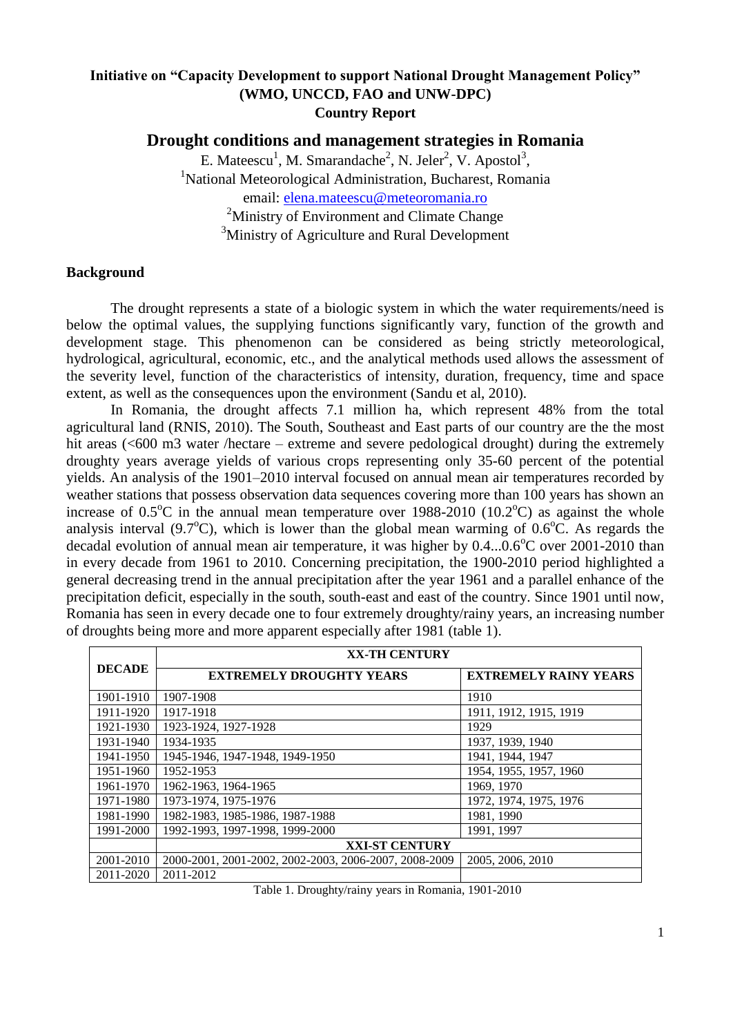**Initiative on "Capacity Development to support National Drought Management Policy" (WMO, UNCCD, FAO and UNW-DPC)**
**Country Report**

# Drought conditions and management strategies in Romania

E. Mateescu[1], M. Smarandache[2], N. Jeler[2], V. Apostol[3],
[1]National Meteorological Administration, Bucharest, Romania
email: elena.mateescu@meteoromania.ro
[2]Ministry of Environment and Climate Change
[3]Ministry of Agriculture and Rural Development

## Background

The drought represents a state of a biologic system in which the water requirements/need is below the optimal values, the supplying functions significantly vary, function of the growth and development stage. This phenomenon can be considered as being strictly meteorological, hydrological, agricultural, economic, etc., and the analytical methods used allows the assessment of the severity level, function of the characteristics of intensity, duration, frequency, time and space extent, as well as the consequences upon the environment (Sandu et al, 2010).

In Romania, the drought affects 7.1 million ha, which represent 48% from the total agricultural land (RNIS, 2010). The South, Southeast and East parts of our country are the the most hit areas (<600 m3 water /hectare – extreme and severe pedological drought) during the extremely droughty years average yields of various crops representing only 35-60 percent of the potential yields. An analysis of the 1901–2010 interval focused on annual mean air temperatures recorded by weather stations that possess observation data sequences covering more than 100 years has shown an increase of 0.5°C in the annual mean temperature over 1988-2010 (10.2°C) as against the whole analysis interval (9.7°C), which is lower than the global mean warming of 0.6°C. As regards the decadal evolution of annual mean air temperature, it was higher by 0.4...0.6°C over 2001-2010 than in every decade from 1961 to 2010. Concerning precipitation, the 1900-2010 period highlighted a general decreasing trend in the annual precipitation after the year 1961 and a parallel enhance of the precipitation deficit, especially in the south, south-east and east of the country. Since 1901 until now, Romania has seen in every decade one to four extremely droughty/rainy years, an increasing number of droughts being more and more apparent especially after 1981 (table 1).

| DECADE | XX-TH CENTURY | |
|---|---|---|
| | EXTREMELY DROUGHTY YEARS | EXTREMELY RAINY YEARS |
| 1901-1910 | 1907-1908 | 1910 |
| 1911-1920 | 1917-1918 | 1911, 1912, 1915, 1919 |
| 1921-1930 | 1923-1924, 1927-1928 | 1929 |
| 1931-1940 | 1934-1935 | 1937, 1939, 1940 |
| 1941-1950 | 1945-1946, 1947-1948, 1949-1950 | 1941, 1944, 1947 |
| 1951-1960 | 1952-1953 | 1954, 1955, 1957, 1960 |
| 1961-1970 | 1962-1963, 1964-1965 | 1969, 1970 |
| 1971-1980 | 1973-1974, 1975-1976 | 1972, 1974, 1975, 1976 |
| 1981-1990 | 1982-1983, 1985-1986, 1987-1988 | 1981, 1990 |
| 1991-2000 | 1992-1993, 1997-1998, 1999-2000 | 1991, 1997 |
| | XXI-ST CENTURY | |
| 2001-2010 | 2000-2001, 2001-2002, 2002-2003, 2006-2007, 2008-2009 | 2005, 2006, 2010 |
| 2011-2020 | 2011-2012 | |

Table 1. Droughty/rainy years in Romania, 1901-2010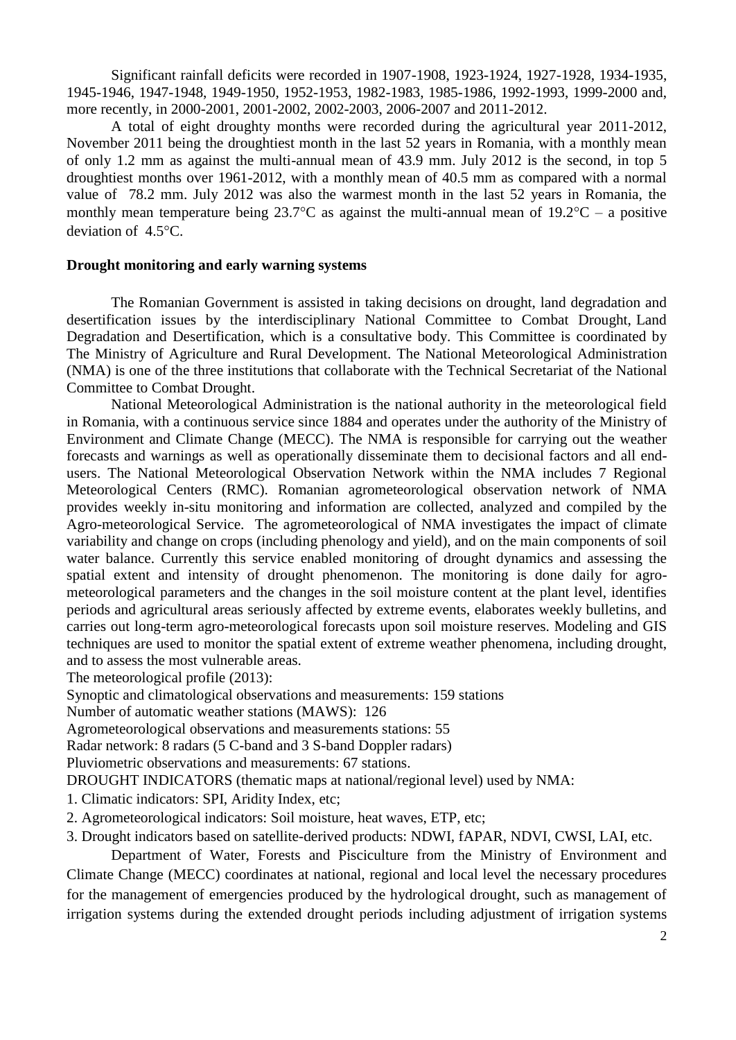Significant rainfall deficits were recorded in 1907-1908, 1923-1924, 1927-1928, 1934-1935, 1945-1946, 1947-1948, 1949-1950, 1952-1953, 1982-1983, 1985-1986, 1992-1993, 1999-2000 and, more recently, in 2000-2001, 2001-2002, 2002-2003, 2006-2007 and 2011-2012.

A total of eight droughty months were recorded during the agricultural year 2011-2012, November 2011 being the droughtiest month in the last 52 years in Romania, with a monthly mean of only 1.2 mm as against the multi-annual mean of 43.9 mm. July 2012 is the second, in top 5 droughtiest months over 1961-2012, with a monthly mean of 40.5 mm as compared with a normal value of 78.2 mm. July 2012 was also the warmest month in the last 52 years in Romania, the monthly mean temperature being 23.7°C as against the multi-annual mean of 19.2°C – a positive deviation of 4.5°C.

**Drought monitoring and early warning systems**

The Romanian Government is assisted in taking decisions on drought, land degradation and desertification issues by the interdisciplinary National Committee to Combat Drought, Land Degradation and Desertification, which is a consultative body. This Committee is coordinated by The Ministry of Agriculture and Rural Development. The National Meteorological Administration (NMA) is one of the three institutions that collaborate with the Technical Secretariat of the National Committee to Combat Drought.

National Meteorological Administration is the national authority in the meteorological field in Romania, with a continuous service since 1884 and operates under the authority of the Ministry of Environment and Climate Change (MECC). The NMA is responsible for carrying out the weather forecasts and warnings as well as operationally disseminate them to decisional factors and all end-users. The National Meteorological Observation Network within the NMA includes 7 Regional Meteorological Centers (RMC). Romanian agrometeorological observation network of NMA provides weekly in-situ monitoring and information are collected, analyzed and compiled by the Agro-meteorological Service. The agrometeorological of NMA investigates the impact of climate variability and change on crops (including phenology and yield), and on the main components of soil water balance. Currently this service enabled monitoring of drought dynamics and assessing the spatial extent and intensity of drought phenomenon. The monitoring is done daily for agro-meteorological parameters and the changes in the soil moisture content at the plant level, identifies periods and agricultural areas seriously affected by extreme events, elaborates weekly bulletins, and carries out long-term agro-meteorological forecasts upon soil moisture reserves. Modeling and GIS techniques are used to monitor the spatial extent of extreme weather phenomena, including drought, and to assess the most vulnerable areas.

The meteorological profile (2013):

Synoptic and climatological observations and measurements: 159 stations

Number of automatic weather stations (MAWS): 126

Agrometeorological observations and measurements stations: 55

Radar network: 8 radars (5 C-band and 3 S-band Doppler radars)

Pluviometric observations and measurements: 67 stations.

DROUGHT INDICATORS (thematic maps at national/regional level) used by NMA:

1. Climatic indicators: SPI, Aridity Index, etc;
2. Agrometeorological indicators: Soil moisture, heat waves, ETP, etc;
3. Drought indicators based on satellite-derived products: NDWI, fAPAR, NDVI, CWSI, LAI, etc.

Department of Water, Forests and Pisciculture from the Ministry of Environment and Climate Change (MECC) coordinates at national, regional and local level the necessary procedures for the management of emergencies produced by the hydrological drought, such as management of irrigation systems during the extended drought periods including adjustment of irrigation systems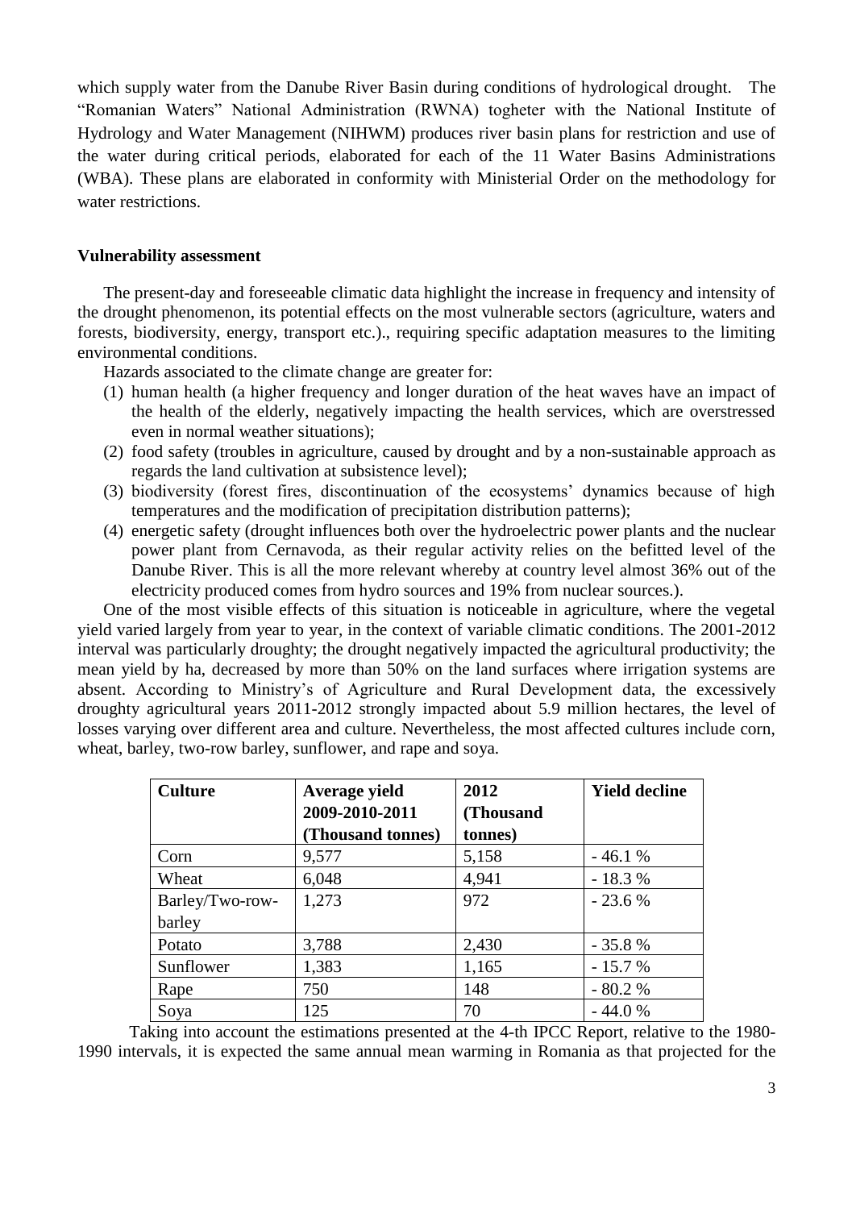which supply water from the Danube River Basin during conditions of hydrological drought. The "Romanian Waters" National Administration (RWNA) togheter with the National Institute of Hydrology and Water Management (NIHWM) produces river basin plans for restriction and use of the water during critical periods, elaborated for each of the 11 Water Basins Administrations (WBA). These plans are elaborated in conformity with Ministerial Order on the methodology for water restrictions.

**Vulnerability assessment**

The present-day and foreseeable climatic data highlight the increase in frequency and intensity of the drought phenomenon, its potential effects on the most vulnerable sectors (agriculture, waters and forests, biodiversity, energy, transport etc.)., requiring specific adaptation measures to the limiting environmental conditions.

Hazards associated to the climate change are greater for:

(1) human health (a higher frequency and longer duration of the heat waves have an impact of the health of the elderly, negatively impacting the health services, which are overstressed even in normal weather situations);
(2) food safety (troubles in agriculture, caused by drought and by a non-sustainable approach as regards the land cultivation at subsistence level);
(3) biodiversity (forest fires, discontinuation of the ecosystems' dynamics because of high temperatures and the modification of precipitation distribution patterns);
(4) energetic safety (drought influences both over the hydroelectric power plants and the nuclear power plant from Cernavoda, as their regular activity relies on the befitted level of the Danube River. This is all the more relevant whereby at country level almost 36% out of the electricity produced comes from hydro sources and 19% from nuclear sources.).

One of the most visible effects of this situation is noticeable in agriculture, where the vegetal yield varied largely from year to year, in the context of variable climatic conditions. The 2001-2012 interval was particularly droughty; the drought negatively impacted the agricultural productivity; the mean yield by ha, decreased by more than 50% on the land surfaces where irrigation systems are absent. According to Ministry's of Agriculture and Rural Development data, the excessively droughty agricultural years 2011-2012 strongly impacted about 5.9 million hectares, the level of losses varying over different area and culture. Nevertheless, the most affected cultures include corn, wheat, barley, two-row barley, sunflower, and rape and soya.

| Culture | Average yield 2009-2010-2011 (Thousand tonnes) | 2012 (Thousand tonnes) | Yield decline |
|---|---|---|---|
| Corn | 9,577 | 5,158 | - 46.1 % |
| Wheat | 6,048 | 4,941 | - 18.3 % |
| Barley/Two-row-barley | 1,273 | 972 | - 23.6 % |
| Potato | 3,788 | 2,430 | - 35.8 % |
| Sunflower | 1,383 | 1,165 | - 15.7 % |
| Rape | 750 | 148 | - 80.2 % |
| Soya | 125 | 70 | - 44.0 % |

Taking into account the estimations presented at the 4-th IPCC Report, relative to the 1980-1990 intervals, it is expected the same annual mean warming in Romania as that projected for the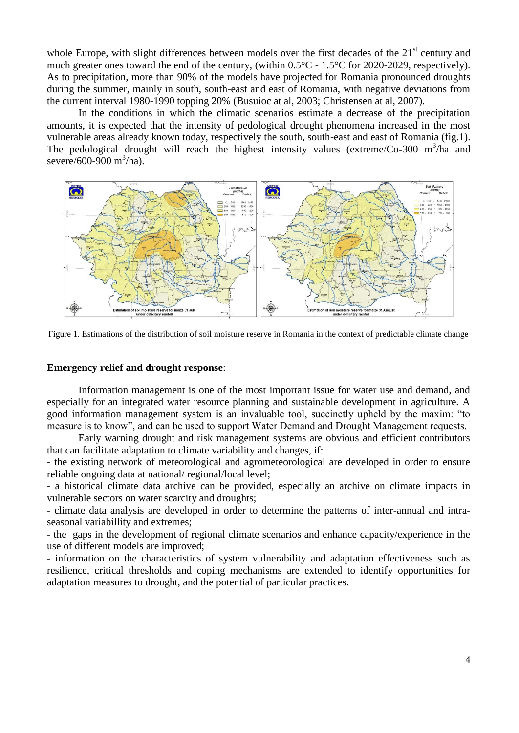whole Europe, with slight differences between models over the first decades of the 21$^{st}$ century and much greater ones toward the end of the century, (within 0.5°C - 1.5°C for 2020-2029, respectively). As to precipitation, more than 90% of the models have projected for Romania pronounced droughts during the summer, mainly in south, south-east and east of Romania, with negative deviations from the current interval 1980-1990 topping 20% (Busuioc at al, 2003; Christensen at al, 2007).

In the conditions in which the climatic scenarios estimate a decrease of the precipitation amounts, it is expected that the intensity of pedological drought phenomena increased in the most vulnerable areas already known today, respectively the south, south-east and east of Romania (fig.1). The pedological drought will reach the highest intensity values (extreme/Co-300 $m^3$/ha and severe/600-900 $m^3$/ha).

Figure 1. Estimations of the distribution of soil moisture reserve in Romania in the context of predictable climate change

**Emergency relief and drought response**:

Information management is one of the most important issue for water use and demand, and especially for an integrated water resource planning and sustainable development in agriculture. A good information management system is an invaluable tool, succinctly upheld by the maxim: "to measure is to know", and can be used to support Water Demand and Drought Management requests.

Early warning drought and risk management systems are obvious and efficient contributors that can facilitate adaptation to climate variability and changes, if:

- the existing network of meteorological and agrometeorological are developed in order to ensure reliable ongoing data at national/ regional/local level;
- a historical climate data archive can be provided, especially an archive on climate impacts in vulnerable sectors on water scarcity and droughts;
- climate data analysis are developed in order to determine the patterns of inter-annual and intra-seasonal variabillity and extremes;
- the gaps in the development of regional climate scenarios and enhance capacity/experience in the use of different models are improved;
- information on the characteristics of system vulnerability and adaptation effectiveness such as resilience, critical thresholds and coping mechanisms are extended to identify opportunities for adaptation measures to drought, and the potential of particular practices.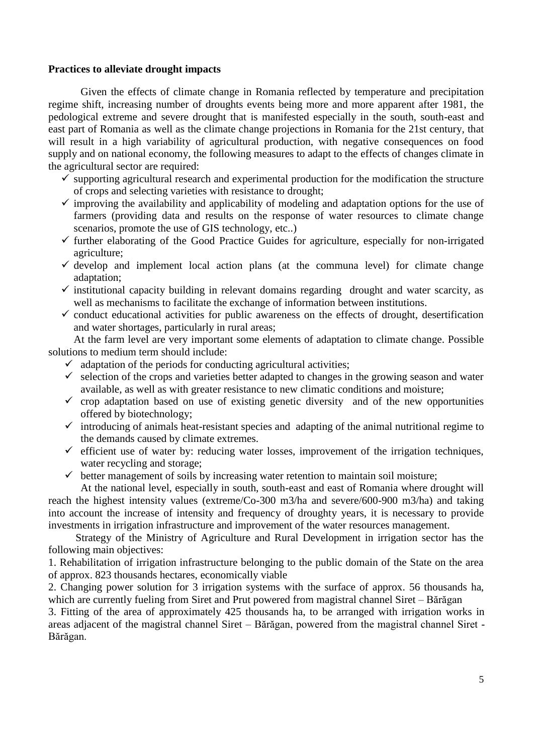**Practices to alleviate drought impacts**

Given the effects of climate change in Romania reflected by temperature and precipitation regime shift, increasing number of droughts events being more and more apparent after 1981, the pedological extreme and severe drought that is manifested especially in the south, south-east and east part of Romania as well as the climate change projections in Romania for the 21st century, that will result in a high variability of agricultural production, with negative consequences on food supply and on national economy, the following measures to adapt to the effects of changes climate in the agricultural sector are required:

- ✓ supporting agricultural research and experimental production for the modification the structure of crops and selecting varieties with resistance to drought;
- ✓ improving the availability and applicability of modeling and adaptation options for the use of farmers (providing data and results on the response of water resources to climate change scenarios, promote the use of GIS technology, etc..)
- ✓ further elaborating of the Good Practice Guides for agriculture, especially for non-irrigated agriculture;
- ✓ develop and implement local action plans (at the communa level) for climate change adaptation;
- ✓ institutional capacity building in relevant domains regarding drought and water scarcity, as well as mechanisms to facilitate the exchange of information between institutions.
- ✓ conduct educational activities for public awareness on the effects of drought, desertification and water shortages, particularly in rural areas;

At the farm level are very important some elements of adaptation to climate change. Possible solutions to medium term should include:

- ✓ adaptation of the periods for conducting agricultural activities;
- ✓ selection of the crops and varieties better adapted to changes in the growing season and water available, as well as with greater resistance to new climatic conditions and moisture;
- ✓ crop adaptation based on use of existing genetic diversity and of the new opportunities offered by biotechnology;
- ✓ introducing of animals heat-resistant species and adapting of the animal nutritional regime to the demands caused by climate extremes.
- ✓ efficient use of water by: reducing water losses, improvement of the irrigation techniques, water recycling and storage;
- ✓ better management of soils by increasing water retention to maintain soil moisture;

At the national level, especially in south, south-east and east of Romania where drought will reach the highest intensity values (extreme/Co-300 m3/ha and severe/600-900 m3/ha) and taking into account the increase of intensity and frequency of droughty years, it is necessary to provide investments in irrigation infrastructure and improvement of the water resources management.

Strategy of the Ministry of Agriculture and Rural Development in irrigation sector has the following main objectives:

1. Rehabilitation of irrigation infrastructure belonging to the public domain of the State on the area of approx. 823 thousands hectares, economically viable
2. Changing power solution for 3 irrigation systems with the surface of approx. 56 thousands ha, which are currently fueling from Siret and Prut powered from magistral channel Siret – Bărăgan
3. Fitting of the area of approximately 425 thousands ha, to be arranged with irrigation works in areas adjacent of the magistral channel Siret – Bărăgan, powered from the magistral channel Siret - Bărăgan.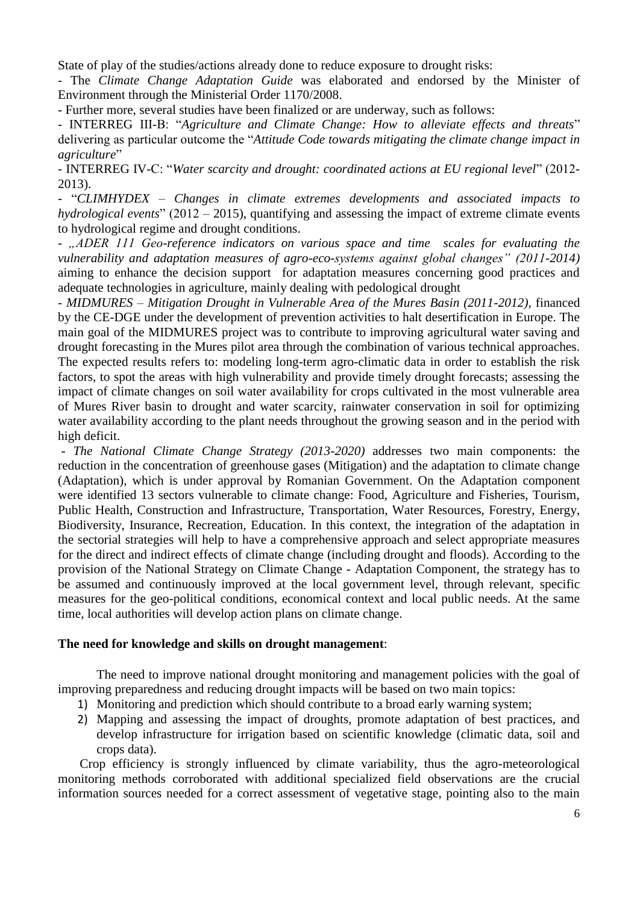State of play of the studies/actions already done to reduce exposure to drought risks:

- The *Climate Change Adaptation Guide* was elaborated and endorsed by the Minister of Environment through the Ministerial Order 1170/2008.

- Further more, several studies have been finalized or are underway, such as follows:

- INTERREG III-B: "*Agriculture and Climate Change: How to alleviate effects and threats*" delivering as particular outcome the "*Attitude Code towards mitigating the climate change impact in agriculture*"

- INTERREG IV-C: "*Water scarcity and drought: coordinated actions at EU regional level*" (2012-2013).

- "*CLIMHYDEX – Changes in climate extremes developments and associated impacts to hydrological events*" (2012 – 2015), quantifying and assessing the impact of extreme climate events to hydrological regime and drought conditions.

- *„ADER 111 Geo-reference indicators on various space and time scales for evaluating the vulnerability and adaptation measures of agro-eco-systems against global changes" (2011-2014)* aiming to enhance the decision support for adaptation measures concerning good practices and adequate technologies in agriculture, mainly dealing with pedological drought

- *MIDMURES – Mitigation Drought in Vulnerable Area of the Mures Basin (2011-2012),* financed by the CE-DGE under the development of prevention activities to halt desertification in Europe. The main goal of the MIDMURES project was to contribute to improving agricultural water saving and drought forecasting in the Mures pilot area through the combination of various technical approaches. The expected results refers to: modeling long-term agro-climatic data in order to establish the risk factors, to spot the areas with high vulnerability and provide timely drought forecasts; assessing the impact of climate changes on soil water availability for crops cultivated in the most vulnerable area of Mures River basin to drought and water scarcity, rainwater conservation in soil for optimizing water availability according to the plant needs throughout the growing season and in the period with high deficit.

- *The National Climate Change Strategy (2013-2020)* addresses two main components: the reduction in the concentration of greenhouse gases (Mitigation) and the adaptation to climate change (Adaptation), which is under approval by Romanian Government. On the Adaptation component were identified 13 sectors vulnerable to climate change: Food, Agriculture and Fisheries, Tourism, Public Health, Construction and Infrastructure, Transportation, Water Resources, Forestry, Energy, Biodiversity, Insurance, Recreation, Education. In this context, the integration of the adaptation in the sectorial strategies will help to have a comprehensive approach and select appropriate measures for the direct and indirect effects of climate change (including drought and floods). According to the provision of the National Strategy on Climate Change - Adaptation Component, the strategy has to be assumed and continuously improved at the local government level, through relevant, specific measures for the geo-political conditions, economical context and local public needs. At the same time, local authorities will develop action plans on climate change.

**The need for knowledge and skills on drought management**:

The need to improve national drought monitoring and management policies with the goal of improving preparedness and reducing drought impacts will be based on two main topics:

1) Monitoring and prediction which should contribute to a broad early warning system;
2) Mapping and assessing the impact of droughts, promote adaptation of best practices, and develop infrastructure for irrigation based on scientific knowledge (climatic data, soil and crops data).

Crop efficiency is strongly influenced by climate variability, thus the agro-meteorological monitoring methods corroborated with additional specialized field observations are the crucial information sources needed for a correct assessment of vegetative stage, pointing also to the main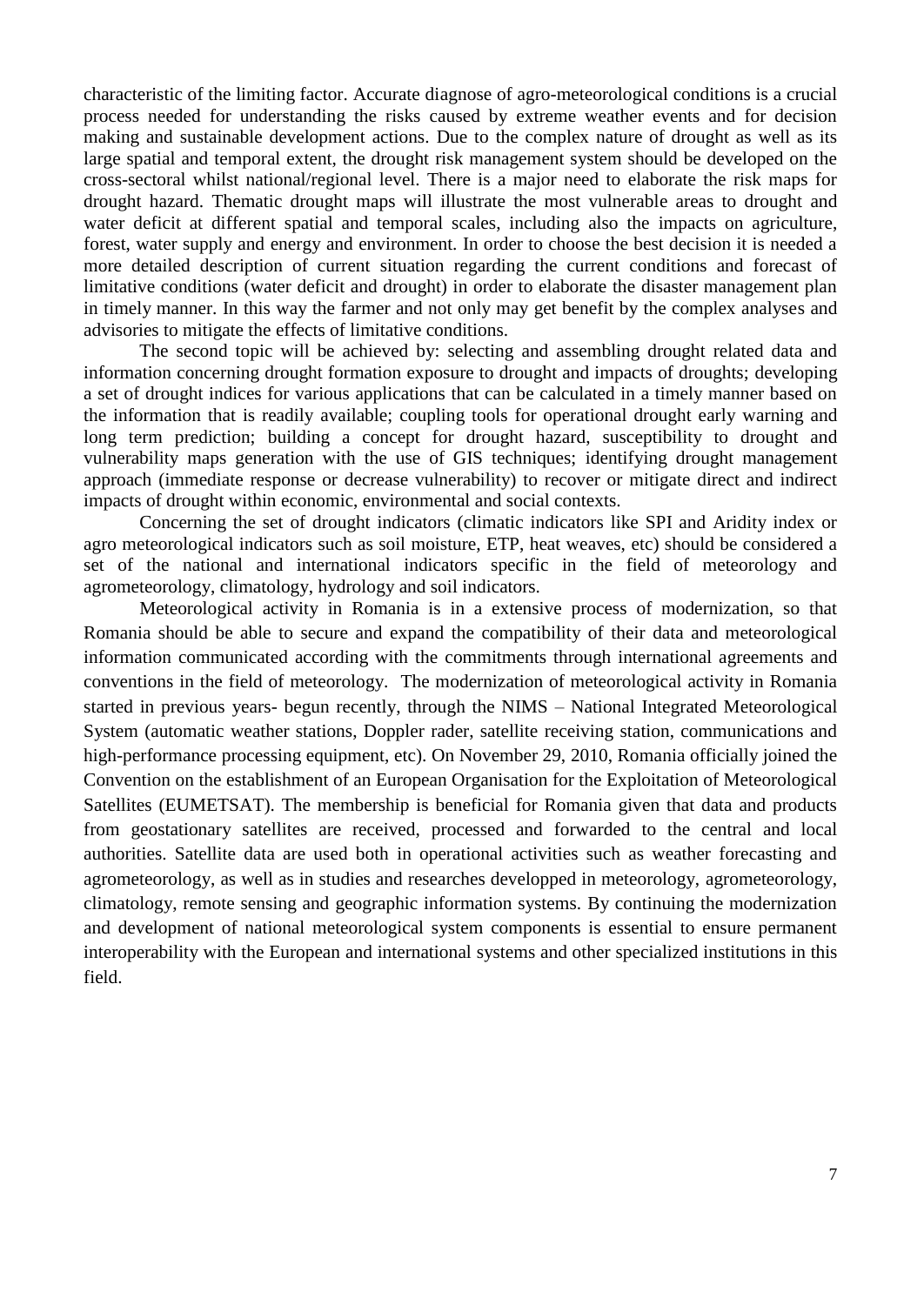characteristic of the limiting factor. Accurate diagnose of agro-meteorological conditions is a crucial process needed for understanding the risks caused by extreme weather events and for decision making and sustainable development actions. Due to the complex nature of drought as well as its large spatial and temporal extent, the drought risk management system should be developed on the cross-sectoral whilst national/regional level. There is a major need to elaborate the risk maps for drought hazard. Thematic drought maps will illustrate the most vulnerable areas to drought and water deficit at different spatial and temporal scales, including also the impacts on agriculture, forest, water supply and energy and environment. In order to choose the best decision it is needed a more detailed description of current situation regarding the current conditions and forecast of limitative conditions (water deficit and drought) in order to elaborate the disaster management plan in timely manner. In this way the farmer and not only may get benefit by the complex analyses and advisories to mitigate the effects of limitative conditions.

The second topic will be achieved by: selecting and assembling drought related data and information concerning drought formation exposure to drought and impacts of droughts; developing a set of drought indices for various applications that can be calculated in a timely manner based on the information that is readily available; coupling tools for operational drought early warning and long term prediction; building a concept for drought hazard, susceptibility to drought and vulnerability maps generation with the use of GIS techniques; identifying drought management approach (immediate response or decrease vulnerability) to recover or mitigate direct and indirect impacts of drought within economic, environmental and social contexts.

Concerning the set of drought indicators (climatic indicators like SPI and Aridity index or agro meteorological indicators such as soil moisture, ETP, heat weaves, etc) should be considered a set of the national and international indicators specific in the field of meteorology and agrometeorology, climatology, hydrology and soil indicators.

Meteorological activity in Romania is in a extensive process of modernization, so that Romania should be able to secure and expand the compatibility of their data and meteorological information communicated according with the commitments through international agreements and conventions in the field of meteorology. The modernization of meteorological activity in Romania started in previous years- begun recently, through the NIMS – National Integrated Meteorological System (automatic weather stations, Doppler rader, satellite receiving station, communications and high-performance processing equipment, etc). On November 29, 2010, Romania officially joined the Convention on the establishment of an European Organisation for the Exploitation of Meteorological Satellites (EUMETSAT). The membership is beneficial for Romania given that data and products from geostationary satellites are received, processed and forwarded to the central and local authorities. Satellite data are used both in operational activities such as weather forecasting and agrometeorology, as well as in studies and researches developped in meteorology, agrometeorology, climatology, remote sensing and geographic information systems. By continuing the modernization and development of national meteorological system components is essential to ensure permanent interoperability with the European and international systems and other specialized institutions in this field.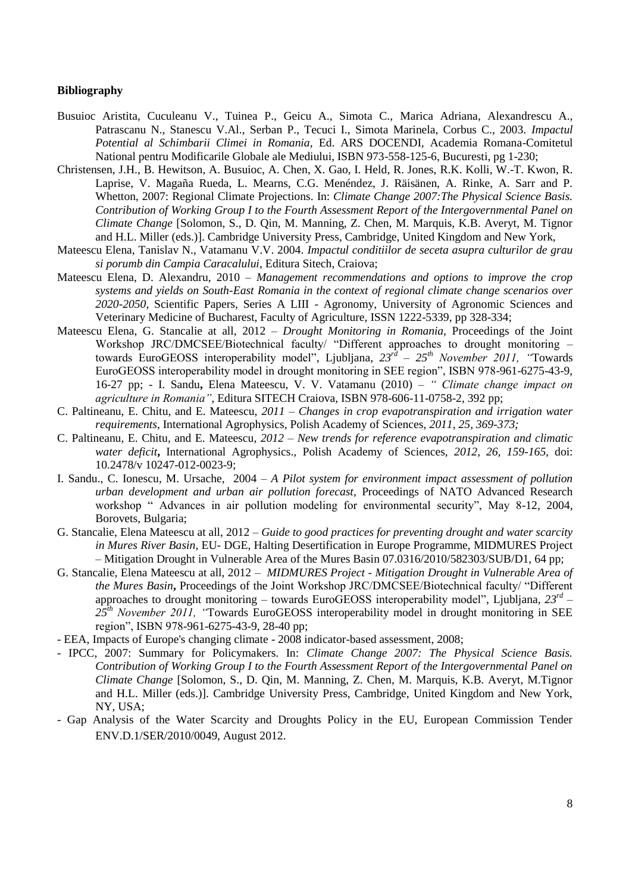**Bibliography**

Busuioc Aristita, Cuculeanu V., Tuinea P., Geicu A., Simota C., Marica Adriana, Alexandrescu A., Patrascanu N., Stanescu V.Al., Serban P., Tecuci I., Simota Marinela, Corbus C., 2003. *Impactul Potential al Schimbarii Climei in Romania*, Ed. ARS DOCENDI, Academia Romana-Comitetul National pentru Modificarile Globale ale Mediului, ISBN 973-558-125-6, Bucuresti, pg 1-230;

Christensen, J.H., B. Hewitson, A. Busuioc, A. Chen, X. Gao, I. Held, R. Jones, R.K. Kolli, W.-T. Kwon, R. Laprise, V. Magaña Rueda, L. Mearns, C.G. Menéndez, J. Räisänen, A. Rinke, A. Sarr and P. Whetton, 2007: Regional Climate Projections. In: *Climate Change 2007:The Physical Science Basis. Contribution of Working Group I to the Fourth Assessment Report of the Intergovernmental Panel on Climate Change* [Solomon, S., D. Qin, M. Manning, Z. Chen, M. Marquis, K.B. Averyt, M. Tignor and H.L. Miller (eds.)]. Cambridge University Press, Cambridge, United Kingdom and New York,

Mateescu Elena, Tanislav N., Vatamanu V.V. 2004. *Impactul conditiilor de seceta asupra culturilor de grau si porumb din Campia Caracalului*, Editura Sitech, Craiova;

Mateescu Elena, D. Alexandru, 2010 – *Management recommendations and options to improve the crop systems and yields on South-East Romania in the context of regional climate change scenarios over 2020-2050*, Scientific Papers, Series A LIII - Agronomy, University of Agronomic Sciences and Veterinary Medicine of Bucharest, Faculty of Agriculture, ISSN 1222-5339, pp 328-334;

Mateescu Elena, G. Stancalie at all, 2012 – *Drought Monitoring in Romania*, Proceedings of the Joint Workshop JRC/DMCSEE/Biotechnical faculty/ "Different approaches to drought monitoring – towards EuroGEOSS interoperability model", Ljubljana, *23rd – 25th November 2011, "*Towards EuroGEOSS interoperability model in drought monitoring in SEE region", ISBN 978-961-6275-43-9, 16-27 pp; - I. Sandu**,** Elena Mateescu, V. V. Vatamanu (2010) – *" Climate change impact on agriculture in Romania"*, Editura SITECH Craiova, ISBN 978-606-11-0758-2, 392 pp;

C. Paltineanu, E. Chitu, and E. Mateescu, *2011 – Changes in crop evapotranspiration and irrigation water requirements*, International Agrophysics, Polish Academy of Sciences, *2011, 25, 369-373;*

C. Paltineanu, E. Chitu, and E. Mateescu, *2012 – New trends for reference evapotranspiration and climatic water deficit***,** International Agrophysics., Polish Academy of Sciences, *2012, 26, 159-165*, doi: 10.2478/v 10247-012-0023-9;

I. Sandu., C. Ionescu, M. Ursache, 2004 – *A Pilot system for environment impact assessment of pollution urban development and urban air pollution forecast*, Proceedings of NATO Advanced Research workshop " Advances in air pollution modeling for environmental security", May 8-12, 2004, Borovets, Bulgaria;

G. Stancalie, Elena Mateescu at all, 2012 – *Guide to good practices for preventing drought and water scarcity in Mures River Basin*, EU- DGE, Halting Desertification in Europe Programme, MIDMURES Project – Mitigation Drought in Vulnerable Area of the Mures Basin 07.0316/2010/582303/SUB/D1, 64 pp;

G. Stancalie, Elena Mateescu at all, 2012 – *MIDMURES Project - Mitigation Drought in Vulnerable Area of the Mures Basin***,** Proceedings of the Joint Workshop JRC/DMCSEE/Biotechnical faculty/ "Different approaches to drought monitoring – towards EuroGEOSS interoperability model", Ljubljana, *23rd – 25th November 2011, "*Towards EuroGEOSS interoperability model in drought monitoring in SEE region", ISBN 978-961-6275-43-9, 28-40 pp;

- EEA, Impacts of Europe's changing climate - 2008 indicator-based assessment, 2008;

- IPCC, 2007: Summary for Policymakers. In: *Climate Change 2007: The Physical Science Basis. Contribution of Working Group I to the Fourth Assessment Report of the Intergovernmental Panel on Climate Change* [Solomon, S., D. Qin, M. Manning, Z. Chen, M. Marquis, K.B. Averyt, M.Tignor and H.L. Miller (eds.)]. Cambridge University Press, Cambridge, United Kingdom and New York, NY, USA;

- Gap Analysis of the Water Scarcity and Droughts Policy in the EU, European Commission Tender ENV.D.1/SER/2010/0049, August 2012.